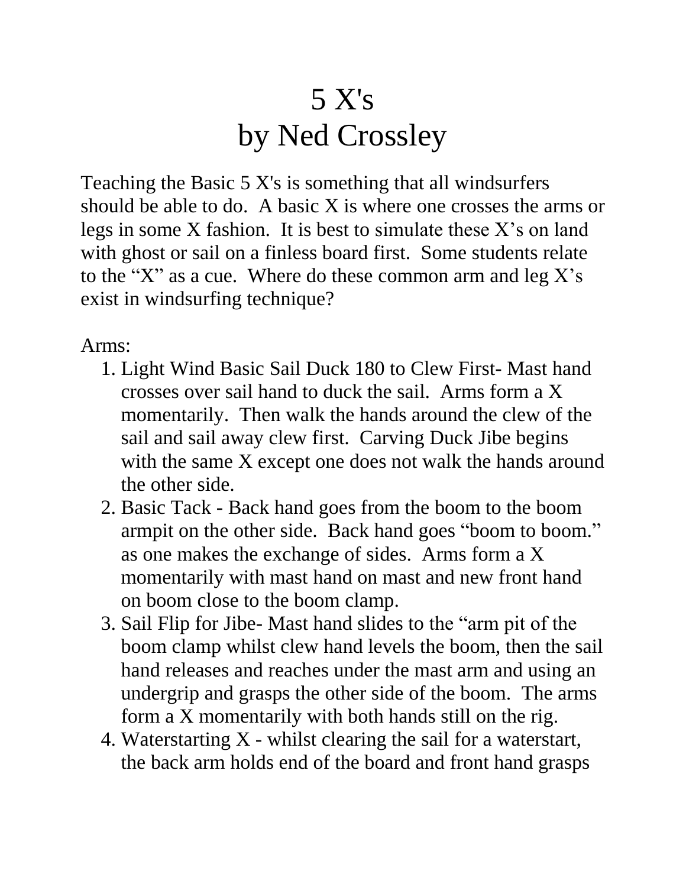# 5 X's
# by Ned Crossley

Teaching the Basic 5 X's is something that all windsurfers should be able to do. A basic X is where one crosses the arms or legs in some X fashion. It is best to simulate these X's on land with ghost or sail on a finless board first. Some students relate to the "X" as a cue. Where do these common arm and leg X's exist in windsurfing technique?

Arms:

1. Light Wind Basic Sail Duck 180 to Clew First- Mast hand crosses over sail hand to duck the sail. Arms form a X momentarily. Then walk the hands around the clew of the sail and sail away clew first. Carving Duck Jibe begins with the same X except one does not walk the hands around the other side.
2. Basic Tack - Back hand goes from the boom to the boom armpit on the other side. Back hand goes "boom to boom." as one makes the exchange of sides. Arms form a X momentarily with mast hand on mast and new front hand on boom close to the boom clamp.
3. Sail Flip for Jibe- Mast hand slides to the "arm pit of the boom clamp whilst clew hand levels the boom, then the sail hand releases and reaches under the mast arm and using an undergrip and grasps the other side of the boom. The arms form a X momentarily with both hands still on the rig.
4. Waterstarting X - whilst clearing the sail for a waterstart, the back arm holds end of the board and front hand grasps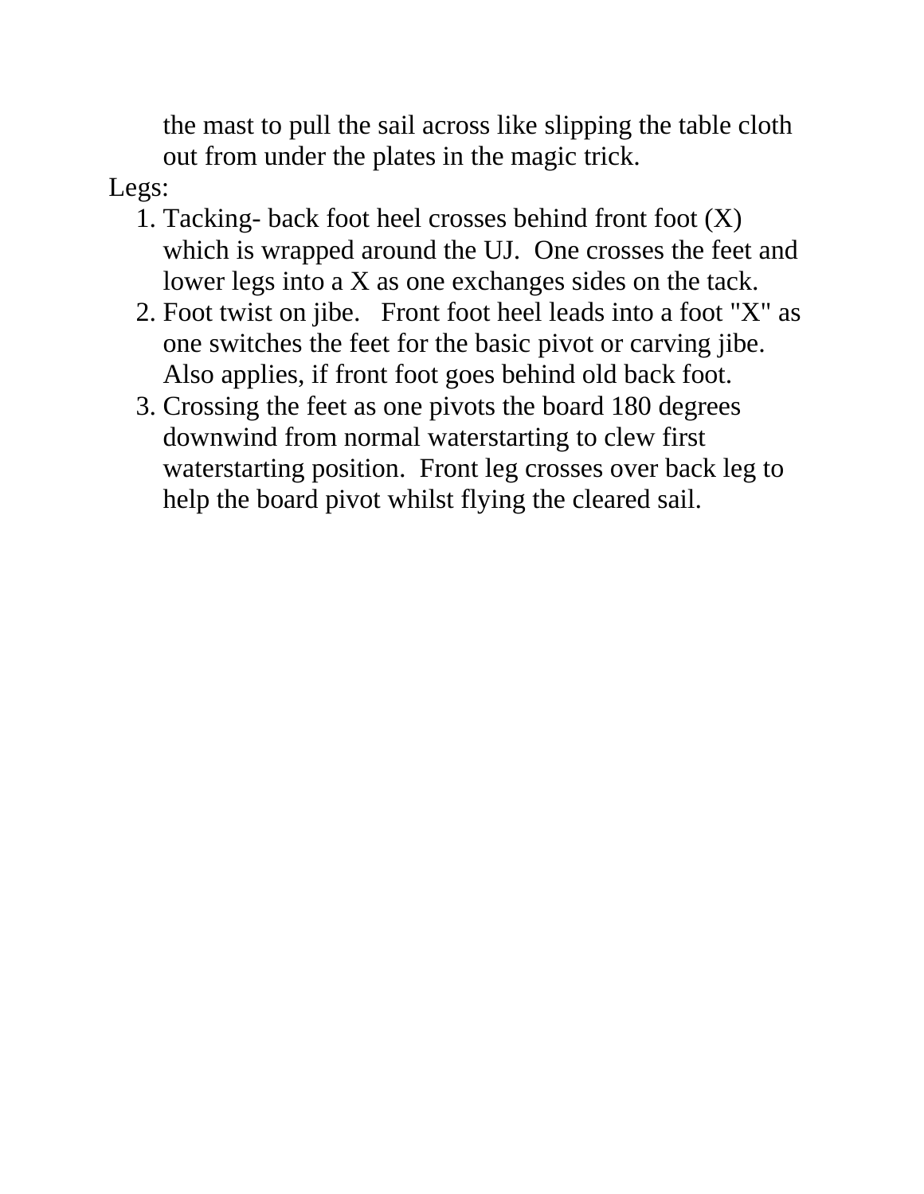the mast to pull the sail across like slipping the table cloth out from under the plates in the magic trick.

Legs:

1. Tacking- back foot heel crosses behind front foot (X) which is wrapped around the UJ.  One crosses the feet and lower legs into a X as one exchanges sides on the tack.
2. Foot twist on jibe.   Front foot heel leads into a foot "X" as one switches the feet for the basic pivot or carving jibe. Also applies, if front foot goes behind old back foot.
3. Crossing the feet as one pivots the board 180 degrees downwind from normal waterstarting to clew first waterstarting position.  Front leg crosses over back leg to help the board pivot whilst flying the cleared sail.